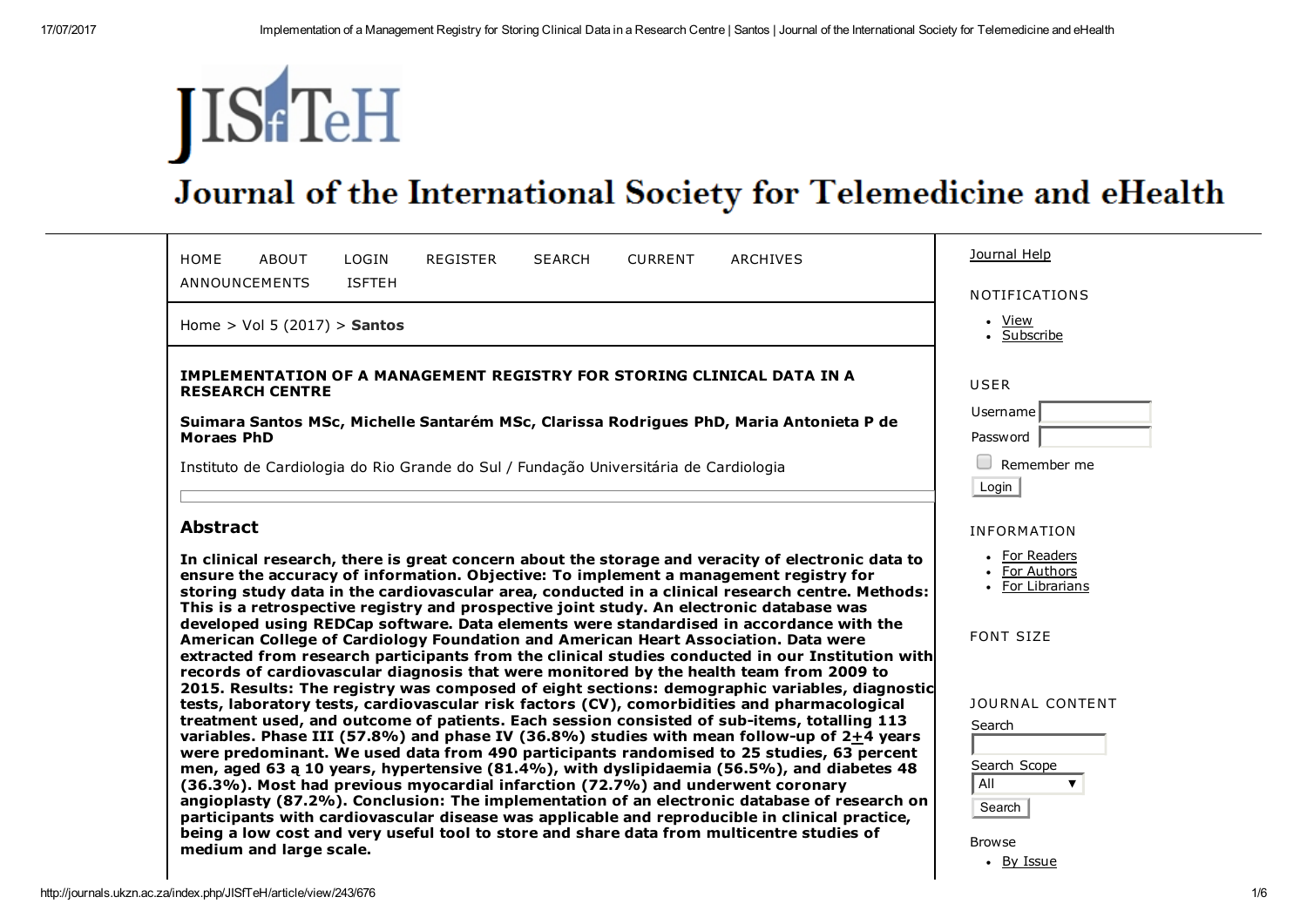# Journal of the International Society for Telemedicine and eHealth

HOME ABOUT LOGIN REGISTER SEARCH CURRENT ARCHIVES ANNOUNCEMENTS ISFTEH

Home > Vol 5 (2017) > **Santos**

## IMPLEMENTATION OF A MANAGEMENT REGISTRY FOR STORING CLINICAL DATA IN A RESEARCH CENTRE

**Suimara Santos MSc, Michelle Santarém MSc, Clarissa Rodrigues PhD, Maria Antonieta P de Moraes PhD**

Instituto de Cardiologia do Rio Grande do Sul / Fundação Universitária de Cardiologia

## Abstract

**In clinical research, there is great concern about the storage and veracity of electronic data to ensure the accuracy of information. Objective: To implement a management registry for storing study data in the cardiovascular area, conducted in a clinical research centre. Methods: This is a retrospective registry and prospective joint study. An electronic database was developed using REDCap software. Data elements were standardised in accordance with the American College of Cardiology Foundation and American Heart Association. Data were extracted from research participants from the clinical studies conducted in our Institution with records of cardiovascular diagnosis that were monitored by the health team from 2009 to 2015. Results: The registry was composed of eight sections: demographic variables, diagnostic tests, laboratory tests, cardiovascular risk factors (CV), comorbidities and pharmacological treatment used, and outcome of patients. Each session consisted of sub-items, totalling 113 variables. Phase III (57.8%) and phase IV (36.8%) studies with mean follow-up of 2±4 years were predominant. We used data from 490 participants randomised to 25 studies, 63 percent men, aged 63 ą 10 years, hypertensive (81.4%), with dyslipidaemia (56.5%), and diabetes 48 (36.3%). Most had previous myocardial infarction (72.7%) and underwent coronary angioplasty (87.2%). Conclusion: The implementation of an electronic database of research on participants with cardiovascular disease was applicable and reproducible in clinical practice, being a low cost and very useful tool to store and share data from multicentre studies of medium and large scale.**

Journal Help

NOTIFICATIONS

- View
- Subscribe

USER

Username
Password
Remember me
Login

INFORMATION

- For Readers
- For Authors
- For Librarians

FONT SIZE

JOURNAL CONTENT

Search

Search Scope
All

Search

Browse

- By Issue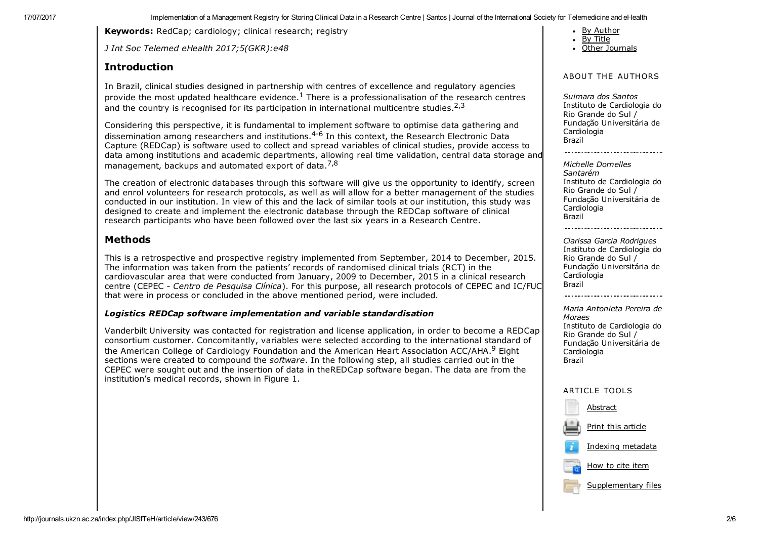**Keywords:** RedCap; cardiology; clinical research; registry

*J Int Soc Telemed eHealth 2017;5(GKR):e48*

## Introduction

In Brazil, clinical studies designed in partnership with centres of excellence and regulatory agencies provide the most updated healthcare evidence.[1] There is a professionalisation of the research centres and the country is recognised for its participation in international multicentre studies.[2,3]

Considering this perspective, it is fundamental to implement software to optimise data gathering and dissemination among researchers and institutions.[4-6] In this context, the Research Electronic Data Capture (REDCap) is software used to collect and spread variables of clinical studies, provide access to data among institutions and academic departments, allowing real time validation, central data storage and management, backups and automated export of data.[7,8]

The creation of electronic databases through this software will give us the opportunity to identify, screen and enrol volunteers for research protocols, as well as will allow for a better management of the studies conducted in our institution. In view of this and the lack of similar tools at our institution, this study was designed to create and implement the electronic database through the REDCap software of clinical research participants who have been followed over the last six years in a Research Centre.

## Methods

This is a retrospective and prospective registry implemented from September, 2014 to December, 2015. The information was taken from the patients' records of randomised clinical trials (RCT) in the cardiovascular area that were conducted from January, 2009 to December, 2015 in a clinical research centre (CEPEC - *Centro de Pesquisa Clínica*). For this purpose, all research protocols of CEPEC and IC/FUC that were in process or concluded in the above mentioned period, were included.

### *Logistics REDCap software implementation and variable standardisation*

Vanderbilt University was contacted for registration and license application, in order to become a REDCap consortium customer. Concomitantly, variables were selected according to the international standard of the American College of Cardiology Foundation and the American Heart Association ACC/AHA.[9] Eight sections were created to compound the *software*. In the following step, all studies carried out in the CEPEC were sought out and the insertion of data in theREDCap software began. The data are from the institution's medical records, shown in Figure 1.

ABOUT THE AUTHORS

*Suimara dos Santos*
Instituto de Cardiologia do Rio Grande do Sul / Fundação Universitária de Cardiologia
Brazil

*Michelle Dornelles Santarém*
Instituto de Cardiologia do Rio Grande do Sul / Fundação Universitária de Cardiologia
Brazil

*Clarissa Garcia Rodrigues*
Instituto de Cardiologia do Rio Grande do Sul / Fundação Universitária de Cardiologia
Brazil

*Maria Antonieta Pereira de Moraes*
Instituto de Cardiologia do Rio Grande do Sul / Fundação Universitária de Cardiologia
Brazil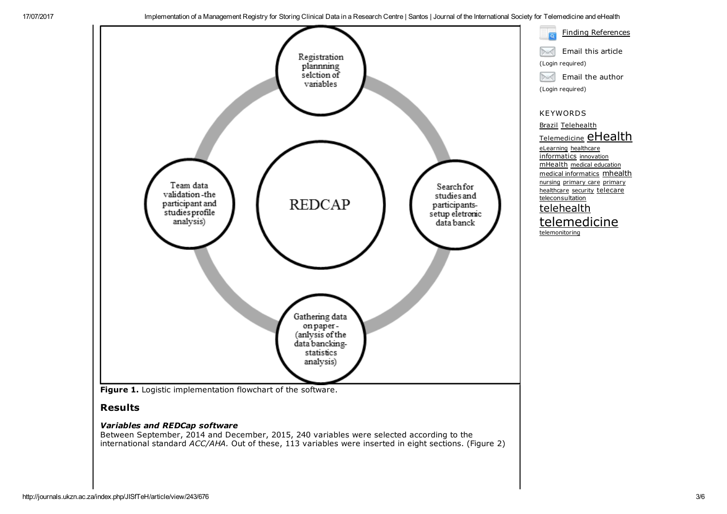Registration plannning selction of variables

Team data validation -the participant and studies profile analysis)

REDCAP

Search for studies and participants-setup eletronic data banck

Gathering data on paper -(anlysis of the data bancking-statistics analysis)

**Figure 1.** Logistic implementation flowchart of the software.

## Results

### *Variables and REDCap software*

Between September, 2014 and December, 2015, 240 variables were selected according to the international standard *ACC/AHA.* Out of these, 113 variables were inserted in eight sections. (Figure 2)

Finding References

Email this article
(Login required)

Email the author
(Login required)

KEYWORDS

Brazil Telehealth Telemedicine eHealth eLearning healthcare informatics innovation mHealth medical education medical informatics mhealth nursing primary care primary healthcare security telecare teleconsultation telehealth telemedicine telemonitoring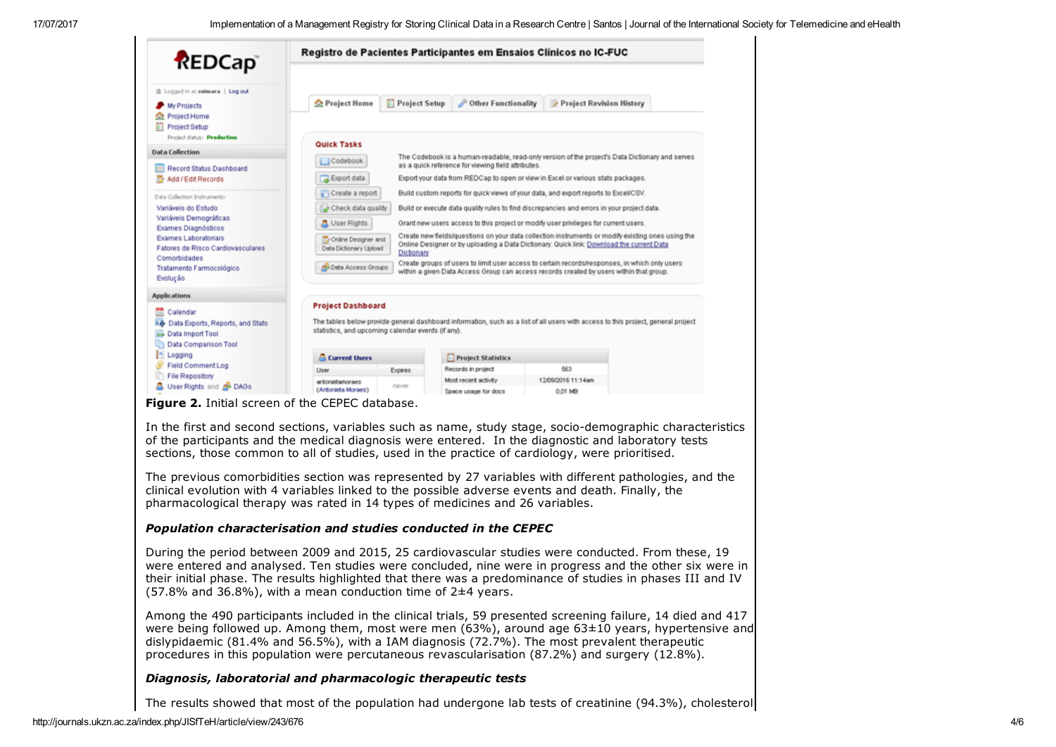**Figure 2.** Initial screen of the CEPEC database.

In the first and second sections, variables such as name, study stage, socio-demographic characteristics of the participants and the medical diagnosis were entered. In the diagnostic and laboratory tests sections, those common to all of studies, used in the practice of cardiology, were prioritised.

The previous comorbidities section was represented by 27 variables with different pathologies, and the clinical evolution with 4 variables linked to the possible adverse events and death. Finally, the pharmacological therapy was rated in 14 types of medicines and 26 variables.

### *Population characterisation and studies conducted in the CEPEC*

During the period between 2009 and 2015, 25 cardiovascular studies were conducted. From these, 19 were entered and analysed. Ten studies were concluded, nine were in progress and the other six were in their initial phase. The results highlighted that there was a predominance of studies in phases III and IV (57.8% and 36.8%), with a mean conduction time of 2±4 years.

Among the 490 participants included in the clinical trials, 59 presented screening failure, 14 died and 417 were being followed up. Among them, most were men (63%), around age 63±10 years, hypertensive and dislypidaemic (81.4% and 56.5%), with a IAM diagnosis (72.7%). The most prevalent therapeutic procedures in this population were percutaneous revascularisation (87.2%) and surgery (12.8%).

### *Diagnosis, laboratorial and pharmacologic therapeutic tests*

The results showed that most of the population had undergone lab tests of creatinine (94.3%), cholesterol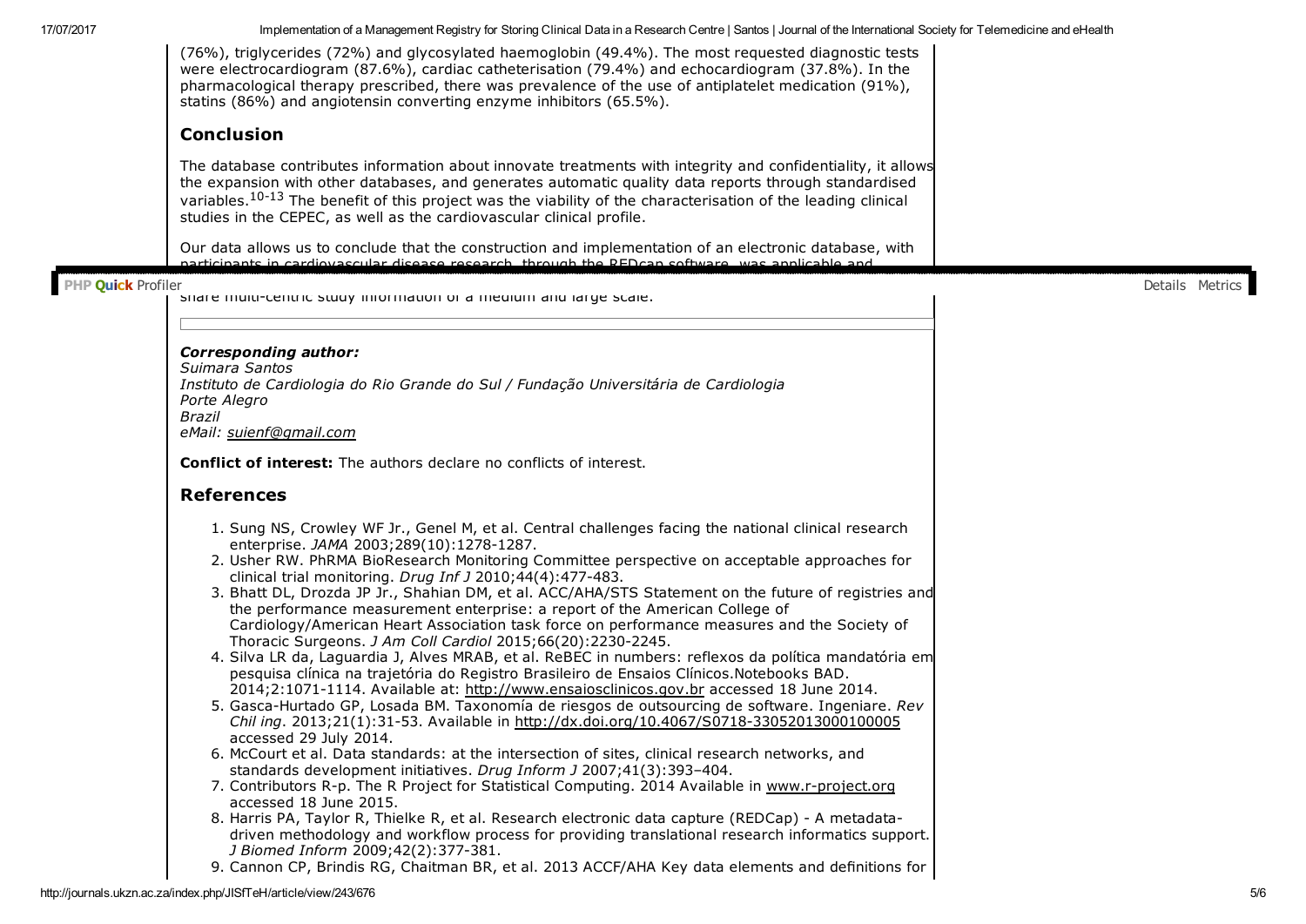(76%), triglycerides (72%) and glycosylated haemoglobin (49.4%). The most requested diagnostic tests were electrocardiogram (87.6%), cardiac catheterisation (79.4%) and echocardiogram (37.8%). In the pharmacological therapy prescribed, there was prevalence of the use of antiplatelet medication (91%), statins (86%) and angiotensin converting enzyme inhibitors (65.5%).

## Conclusion

The database contributes information about innovate treatments with integrity and confidentiality, it allows the expansion with other databases, and generates automatic quality data reports through standardised variables.[10-13] The benefit of this project was the viability of the characterisation of the leading clinical studies in the CEPEC, as well as the cardiovascular clinical profile.

Our data allows us to conclude that the construction and implementation of an electronic database, with participants in cardiovascular disease research, through the REDcap software, was applicable and share multi-centric study information of a medium and large scale.

***Corresponding author:***
*Suimara Santos*
*Instituto de Cardiologia do Rio Grande do Sul / Fundação Universitária de Cardiologia*
*Porte Alegro*
*Brazil*
*eMail: suienf@gmail.com*

**Conflict of interest:** The authors declare no conflicts of interest.

## References

1. Sung NS, Crowley WF Jr., Genel M, et al. Central challenges facing the national clinical research enterprise. *JAMA* 2003;289(10):1278-1287.
2. Usher RW. PhRMA BioResearch Monitoring Committee perspective on acceptable approaches for clinical trial monitoring. *Drug Inf J* 2010;44(4):477-483.
3. Bhatt DL, Drozda JP Jr., Shahian DM, et al. ACC/AHA/STS Statement on the future of registries and the performance measurement enterprise: a report of the American College of Cardiology/American Heart Association task force on performance measures and the Society of Thoracic Surgeons. *J Am Coll Cardiol* 2015;66(20):2230-2245.
4. Silva LR da, Laguardia J, Alves MRAB, et al. ReBEC in numbers: reflexos da política mandatória em pesquisa clínica na trajetória do Registro Brasileiro de Ensaios Clínicos.Notebooks BAD. 2014;2:1071-1114. Available at: http://www.ensaiosclinicos.gov.br accessed 18 June 2014.
5. Gasca-Hurtado GP, Losada BM. Taxonomía de riesgos de outsourcing de software. Ingeniare. *Rev Chil ing*. 2013;21(1):31-53. Available in http://dx.doi.org/10.4067/S0718-33052013000100005 accessed 29 July 2014.
6. McCourt et al. Data standards: at the intersection of sites, clinical research networks, and standards development initiatives. *Drug Inform J* 2007;41(3):393–404.
7. Contributors R-p. The R Project for Statistical Computing. 2014 Available in www.r-project.org accessed 18 June 2015.
8. Harris PA, Taylor R, Thielke R, et al. Research electronic data capture (REDCap) - A metadata-driven methodology and workflow process for providing translational research informatics support. *J Biomed Inform* 2009;42(2):377-381.
9. Cannon CP, Brindis RG, Chaitman BR, et al. 2013 ACCF/AHA Key data elements and definitions for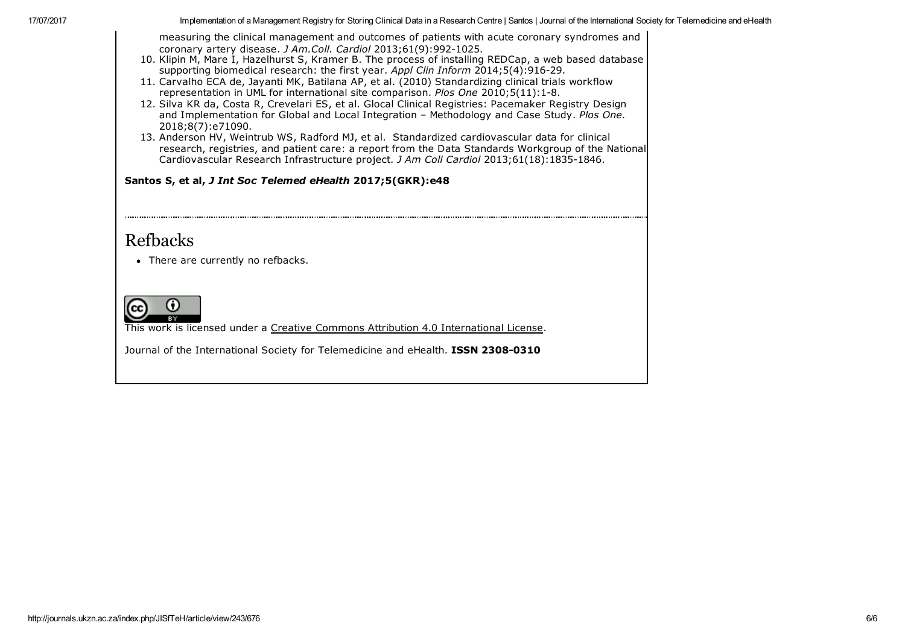measuring the clinical management and outcomes of patients with acute coronary syndromes and coronary artery disease. *J Am.Coll. Cardiol* 2013;61(9):992-1025.

10. Klipin M, Mare I, Hazelhurst S, Kramer B. The process of installing REDCap, a web based database supporting biomedical research: the first year. *Appl Clin Inform* 2014;5(4):916-29.
11. Carvalho ECA de, Jayanti MK, Batilana AP, et al. (2010) Standardizing clinical trials workflow representation in UML for international site comparison. *Plos One* 2010;5(11):1-8.
12. Silva KR da, Costa R, Crevelari ES, et al. Glocal Clinical Registries: Pacemaker Registry Design and Implementation for Global and Local Integration – Methodology and Case Study. *Plos One.* 2018;8(7):e71090.
13. Anderson HV, Weintrub WS, Radford MJ, et al. Standardized cardiovascular data for clinical research, registries, and patient care: a report from the Data Standards Workgroup of the National Cardiovascular Research Infrastructure project. *J Am Coll Cardiol* 2013;61(18):1835-1846.

**Santos S, et al, *J Int Soc Telemed eHealth* 2017;5(GKR):e48**

# Refbacks

- There are currently no refbacks.

This work is licensed under a Creative Commons Attribution 4.0 International License.

Journal of the International Society for Telemedicine and eHealth. **ISSN 2308-0310**